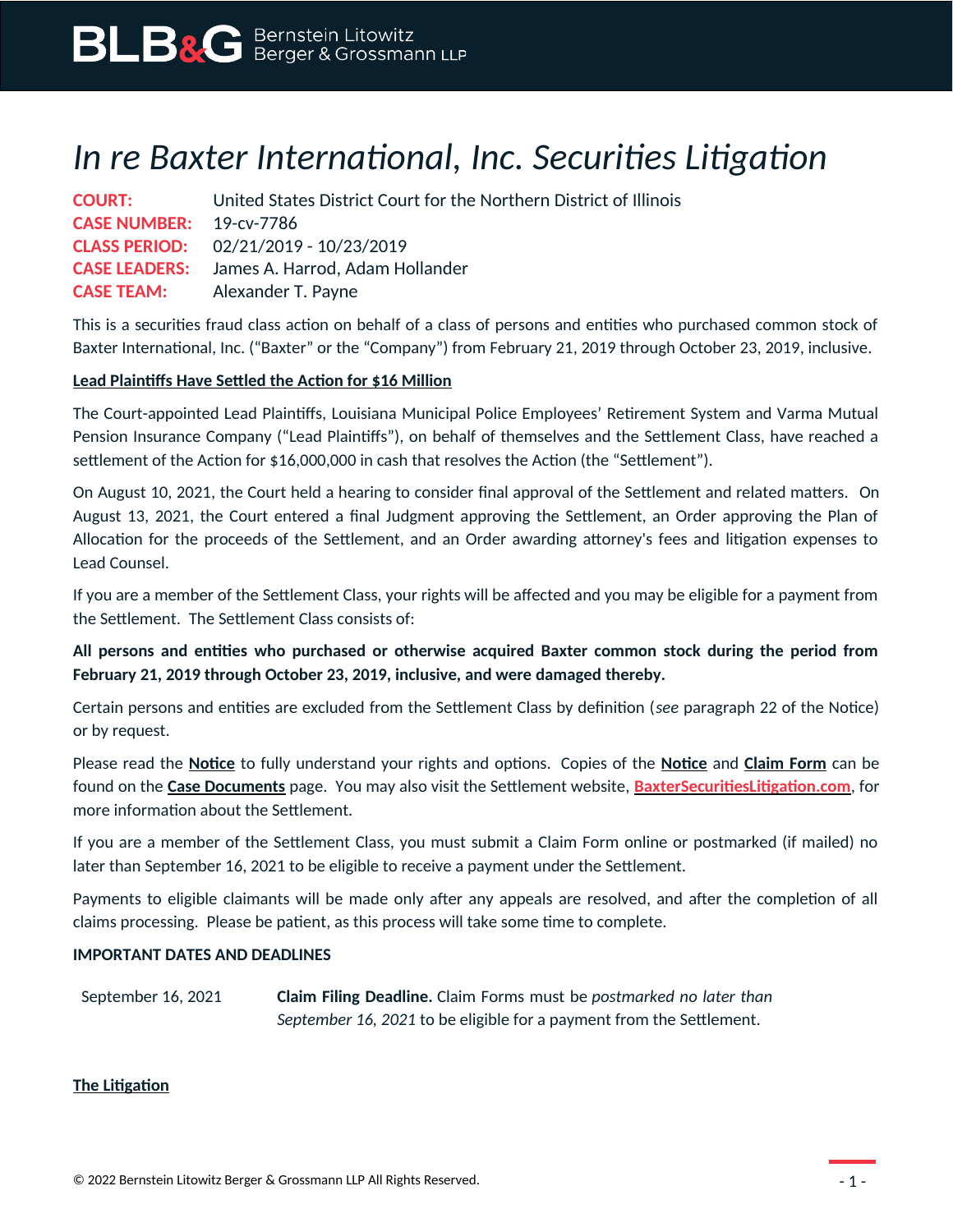BLB&G Bernstein Litowitz Berger & Grossmann LLP

# *In re Baxter International, Inc. Securities Litigation*

**COURT:** United States District Court for the Northern District of Illinois
**CASE NUMBER:** 19-cv-7786
**CLASS PERIOD:** 02/21/2019 - 10/23/2019
**CASE LEADERS:** James A. Harrod, Adam Hollander
**CASE TEAM:** Alexander T. Payne

This is a securities fraud class action on behalf of a class of persons and entities who purchased common stock of Baxter International, Inc. ("Baxter" or the "Company") from February 21, 2019 through October 23, 2019, inclusive.

**Lead Plaintiffs Have Settled the Action for $16 Million**

The Court-appointed Lead Plaintiffs, Louisiana Municipal Police Employees' Retirement System and Varma Mutual Pension Insurance Company ("Lead Plaintiffs"), on behalf of themselves and the Settlement Class, have reached a settlement of the Action for $16,000,000 in cash that resolves the Action (the "Settlement").

On August 10, 2021, the Court held a hearing to consider final approval of the Settlement and related matters. On August 13, 2021, the Court entered a final Judgment approving the Settlement, an Order approving the Plan of Allocation for the proceeds of the Settlement, and an Order awarding attorney's fees and litigation expenses to Lead Counsel.

If you are a member of the Settlement Class, your rights will be affected and you may be eligible for a payment from the Settlement. The Settlement Class consists of:

**All persons and entities who purchased or otherwise acquired Baxter common stock during the period from February 21, 2019 through October 23, 2019, inclusive, and were damaged thereby.**

Certain persons and entities are excluded from the Settlement Class by definition (*see* paragraph 22 of the Notice) or by request.

Please read the **Notice** to fully understand your rights and options. Copies of the **Notice** and **Claim Form** can be found on the **Case Documents** page. You may also visit the Settlement website, **BaxterSecuritiesLitigation.com**, for more information about the Settlement.

If you are a member of the Settlement Class, you must submit a Claim Form online or postmarked (if mailed) no later than September 16, 2021 to be eligible to receive a payment under the Settlement.

Payments to eligible claimants will be made only after any appeals are resolved, and after the completion of all claims processing. Please be patient, as this process will take some time to complete.

**IMPORTANT DATES AND DEADLINES**

| | |
|---|---|
| September 16, 2021 | **Claim Filing Deadline.** Claim Forms must be *postmarked no later than September 16, 2021* to be eligible for a payment from the Settlement. |

**The Litigation**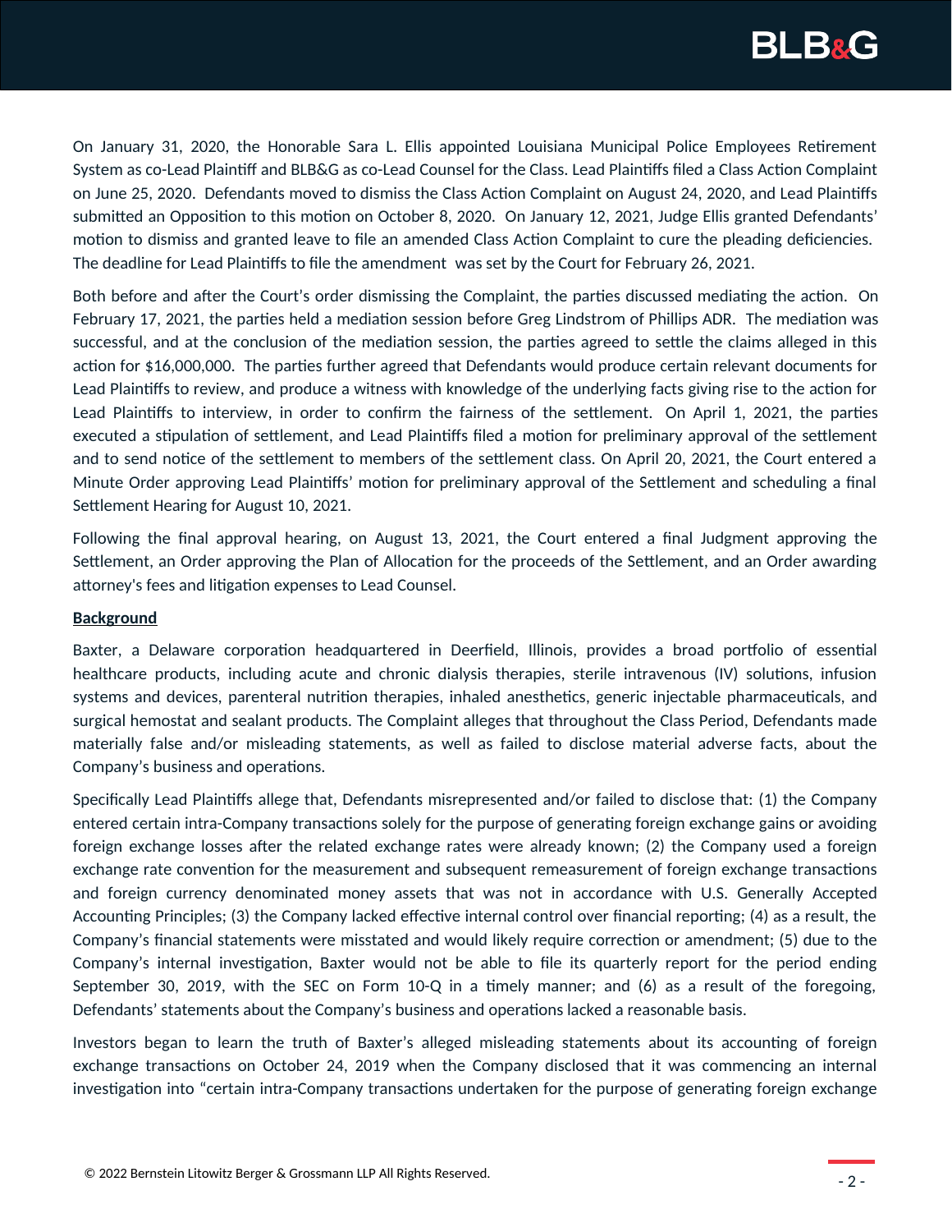On January 31, 2020, the Honorable Sara L. Ellis appointed Louisiana Municipal Police Employees Retirement System as co-Lead Plaintiff and BLB&G as co-Lead Counsel for the Class. Lead Plaintiffs filed a Class Action Complaint on June 25, 2020. Defendants moved to dismiss the Class Action Complaint on August 24, 2020, and Lead Plaintiffs submitted an Opposition to this motion on October 8, 2020. On January 12, 2021, Judge Ellis granted Defendants' motion to dismiss and granted leave to file an amended Class Action Complaint to cure the pleading deficiencies. The deadline for Lead Plaintiffs to file the amendment was set by the Court for February 26, 2021.

Both before and after the Court's order dismissing the Complaint, the parties discussed mediating the action. On February 17, 2021, the parties held a mediation session before Greg Lindstrom of Phillips ADR. The mediation was successful, and at the conclusion of the mediation session, the parties agreed to settle the claims alleged in this action for $16,000,000. The parties further agreed that Defendants would produce certain relevant documents for Lead Plaintiffs to review, and produce a witness with knowledge of the underlying facts giving rise to the action for Lead Plaintiffs to interview, in order to confirm the fairness of the settlement. On April 1, 2021, the parties executed a stipulation of settlement, and Lead Plaintiffs filed a motion for preliminary approval of the settlement and to send notice of the settlement to members of the settlement class. On April 20, 2021, the Court entered a Minute Order approving Lead Plaintiffs' motion for preliminary approval of the Settlement and scheduling a final Settlement Hearing for August 10, 2021.

Following the final approval hearing, on August 13, 2021, the Court entered a final Judgment approving the Settlement, an Order approving the Plan of Allocation for the proceeds of the Settlement, and an Order awarding attorney's fees and litigation expenses to Lead Counsel.

**Background**

Baxter, a Delaware corporation headquartered in Deerfield, Illinois, provides a broad portfolio of essential healthcare products, including acute and chronic dialysis therapies, sterile intravenous (IV) solutions, infusion systems and devices, parenteral nutrition therapies, inhaled anesthetics, generic injectable pharmaceuticals, and surgical hemostat and sealant products. The Complaint alleges that throughout the Class Period, Defendants made materially false and/or misleading statements, as well as failed to disclose material adverse facts, about the Company's business and operations.

Specifically Lead Plaintiffs allege that, Defendants misrepresented and/or failed to disclose that: (1) the Company entered certain intra-Company transactions solely for the purpose of generating foreign exchange gains or avoiding foreign exchange losses after the related exchange rates were already known; (2) the Company used a foreign exchange rate convention for the measurement and subsequent remeasurement of foreign exchange transactions and foreign currency denominated money assets that was not in accordance with U.S. Generally Accepted Accounting Principles; (3) the Company lacked effective internal control over financial reporting; (4) as a result, the Company's financial statements were misstated and would likely require correction or amendment; (5) due to the Company's internal investigation, Baxter would not be able to file its quarterly report for the period ending September 30, 2019, with the SEC on Form 10-Q in a timely manner; and (6) as a result of the foregoing, Defendants' statements about the Company's business and operations lacked a reasonable basis.

Investors began to learn the truth of Baxter's alleged misleading statements about its accounting of foreign exchange transactions on October 24, 2019 when the Company disclosed that it was commencing an internal investigation into "certain intra-Company transactions undertaken for the purpose of generating foreign exchange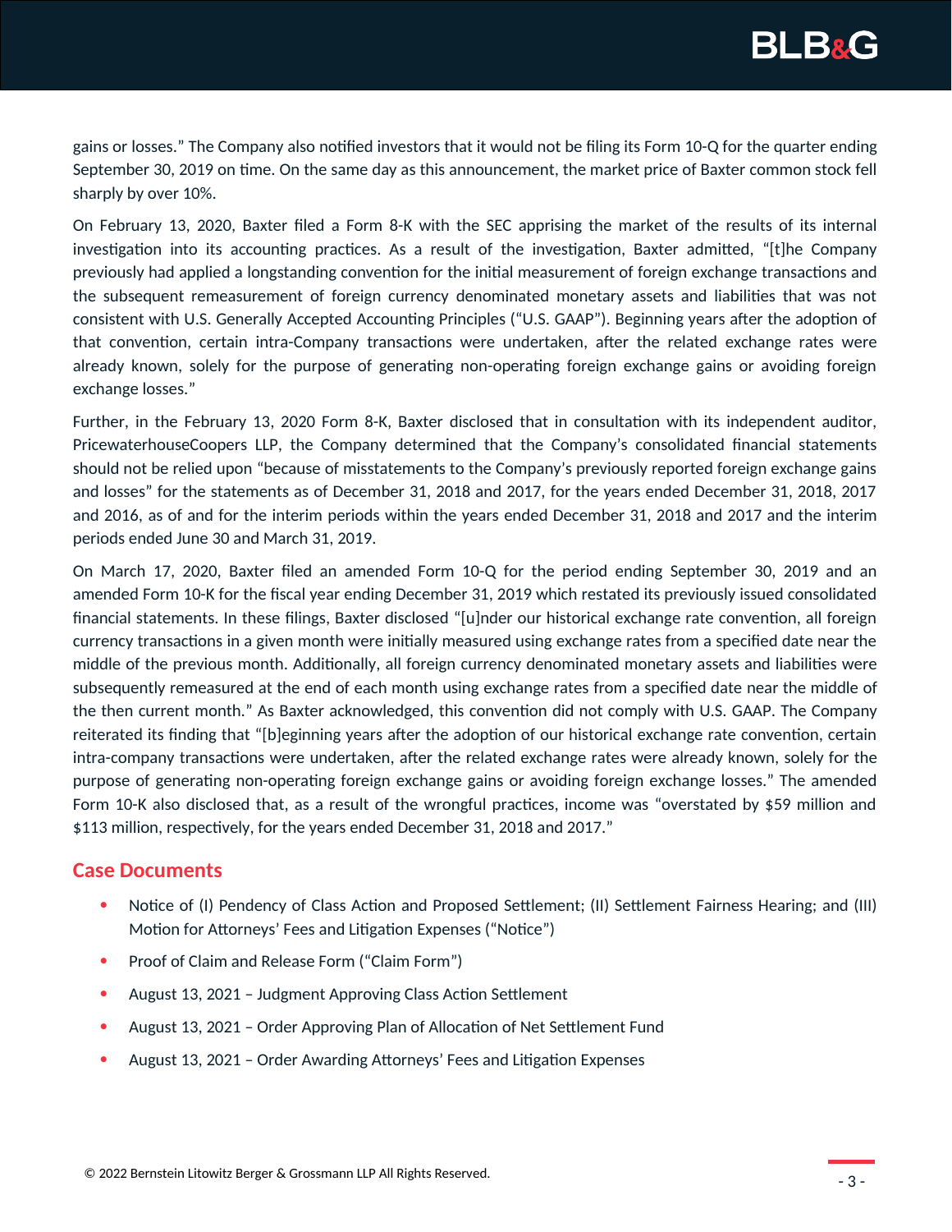gains or losses." The Company also notified investors that it would not be filing its Form 10-Q for the quarter ending September 30, 2019 on time. On the same day as this announcement, the market price of Baxter common stock fell sharply by over 10%.

On February 13, 2020, Baxter filed a Form 8-K with the SEC apprising the market of the results of its internal investigation into its accounting practices. As a result of the investigation, Baxter admitted, "[t]he Company previously had applied a longstanding convention for the initial measurement of foreign exchange transactions and the subsequent remeasurement of foreign currency denominated monetary assets and liabilities that was not consistent with U.S. Generally Accepted Accounting Principles ("U.S. GAAP"). Beginning years after the adoption of that convention, certain intra-Company transactions were undertaken, after the related exchange rates were already known, solely for the purpose of generating non-operating foreign exchange gains or avoiding foreign exchange losses."

Further, in the February 13, 2020 Form 8-K, Baxter disclosed that in consultation with its independent auditor, PricewaterhouseCoopers LLP, the Company determined that the Company's consolidated financial statements should not be relied upon "because of misstatements to the Company's previously reported foreign exchange gains and losses" for the statements as of December 31, 2018 and 2017, for the years ended December 31, 2018, 2017 and 2016, as of and for the interim periods within the years ended December 31, 2018 and 2017 and the interim periods ended June 30 and March 31, 2019.

On March 17, 2020, Baxter filed an amended Form 10-Q for the period ending September 30, 2019 and an amended Form 10-K for the fiscal year ending December 31, 2019 which restated its previously issued consolidated financial statements. In these filings, Baxter disclosed "[u]nder our historical exchange rate convention, all foreign currency transactions in a given month were initially measured using exchange rates from a specified date near the middle of the previous month. Additionally, all foreign currency denominated monetary assets and liabilities were subsequently remeasured at the end of each month using exchange rates from a specified date near the middle of the then current month." As Baxter acknowledged, this convention did not comply with U.S. GAAP. The Company reiterated its finding that "[b]eginning years after the adoption of our historical exchange rate convention, certain intra-company transactions were undertaken, after the related exchange rates were already known, solely for the purpose of generating non-operating foreign exchange gains or avoiding foreign exchange losses." The amended Form 10-K also disclosed that, as a result of the wrongful practices, income was "overstated by $59 million and $113 million, respectively, for the years ended December 31, 2018 and 2017."

## Case Documents

- Notice of (I) Pendency of Class Action and Proposed Settlement; (II) Settlement Fairness Hearing; and (III) Motion for Attorneys' Fees and Litigation Expenses ("Notice")
- Proof of Claim and Release Form ("Claim Form")
- August 13, 2021 – Judgment Approving Class Action Settlement
- August 13, 2021 – Order Approving Plan of Allocation of Net Settlement Fund
- August 13, 2021 – Order Awarding Attorneys' Fees and Litigation Expenses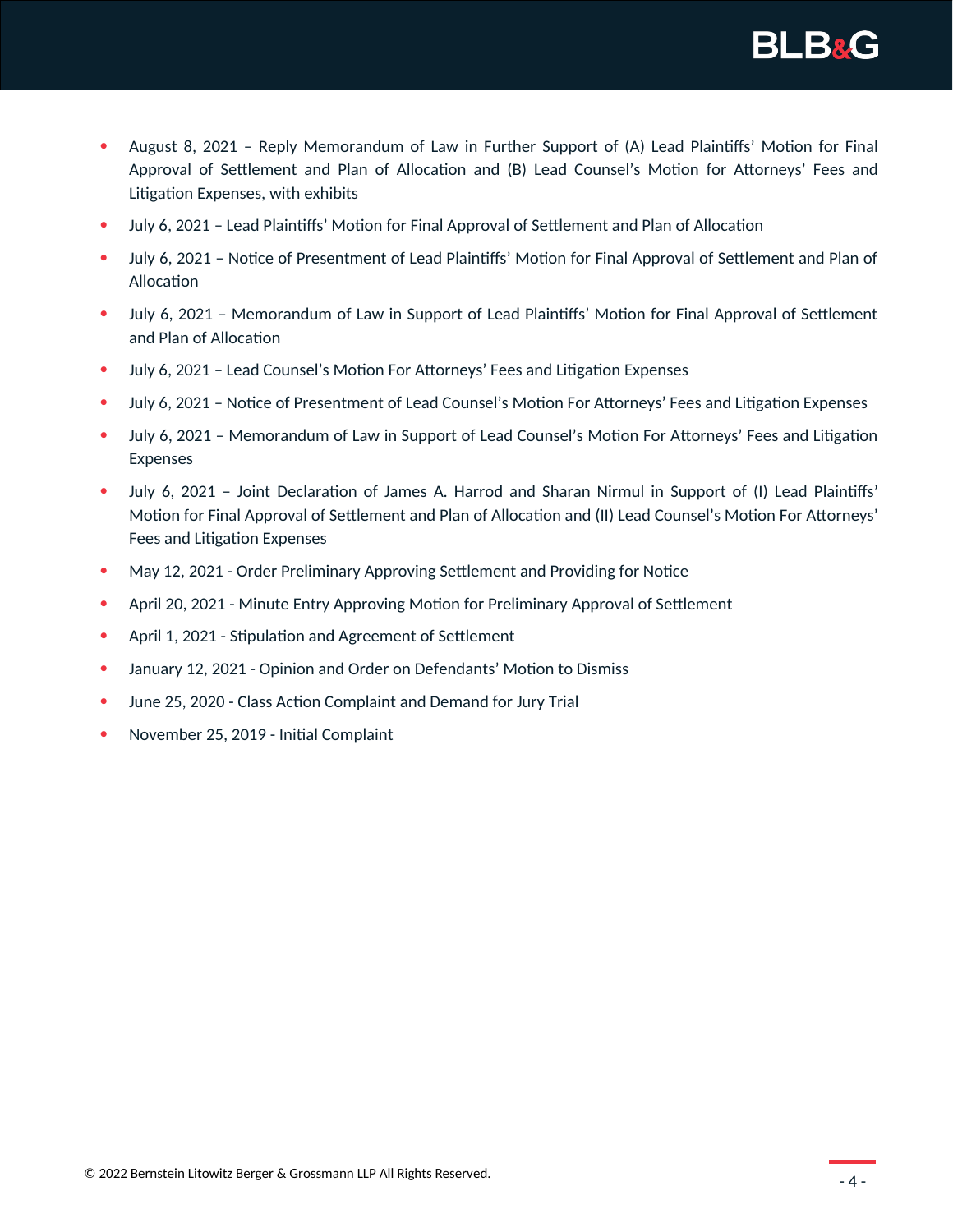- August 8, 2021 – Reply Memorandum of Law in Further Support of (A) Lead Plaintiffs' Motion for Final Approval of Settlement and Plan of Allocation and (B) Lead Counsel's Motion for Attorneys' Fees and Litigation Expenses, with exhibits
- July 6, 2021 – Lead Plaintiffs' Motion for Final Approval of Settlement and Plan of Allocation
- July 6, 2021 – Notice of Presentment of Lead Plaintiffs' Motion for Final Approval of Settlement and Plan of Allocation
- July 6, 2021 – Memorandum of Law in Support of Lead Plaintiffs' Motion for Final Approval of Settlement and Plan of Allocation
- July 6, 2021 – Lead Counsel's Motion For Attorneys' Fees and Litigation Expenses
- July 6, 2021 – Notice of Presentment of Lead Counsel's Motion For Attorneys' Fees and Litigation Expenses
- July 6, 2021 – Memorandum of Law in Support of Lead Counsel's Motion For Attorneys' Fees and Litigation Expenses
- July 6, 2021 – Joint Declaration of James A. Harrod and Sharan Nirmul in Support of (I) Lead Plaintiffs' Motion for Final Approval of Settlement and Plan of Allocation and (II) Lead Counsel's Motion For Attorneys' Fees and Litigation Expenses
- May 12, 2021 - Order Preliminary Approving Settlement and Providing for Notice
- April 20, 2021 - Minute Entry Approving Motion for Preliminary Approval of Settlement
- April 1, 2021 - Stipulation and Agreement of Settlement
- January 12, 2021 - Opinion and Order on Defendants' Motion to Dismiss
- June 25, 2020 - Class Action Complaint and Demand for Jury Trial
- November 25, 2019 - Initial Complaint